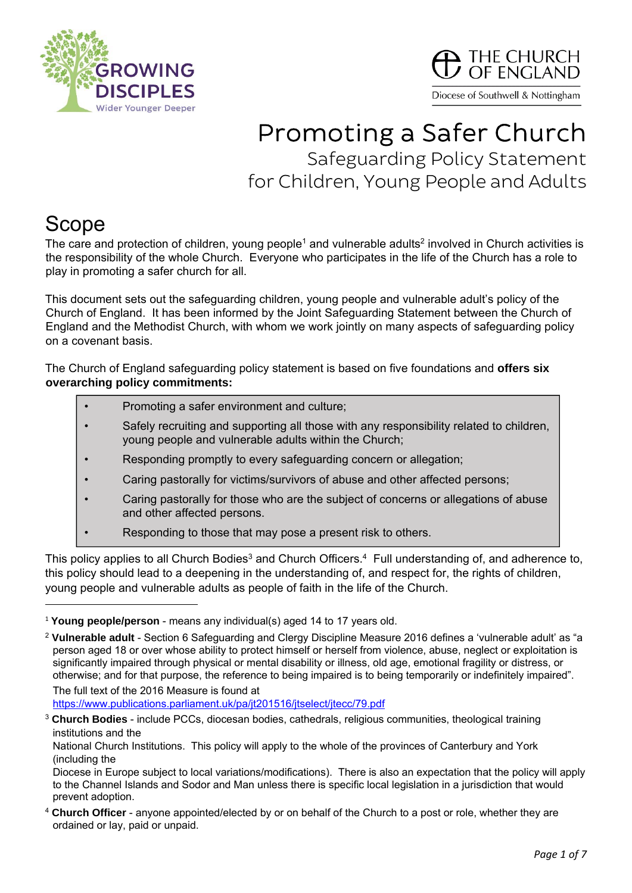GROWING DISCIPLES
Wider Younger Deeper

THE CHURCH OF ENGLAND
Diocese of Southwell & Nottingham

# Promoting a Safer Church

## Safeguarding Policy Statement for Children, Young People and Adults

## Scope

The care and protection of children, young people[1] and vulnerable adults[2] involved in Church activities is the responsibility of the whole Church. Everyone who participates in the life of the Church has a role to play in promoting a safer church for all.

This document sets out the safeguarding children, young people and vulnerable adult's policy of the Church of England. It has been informed by the Joint Safeguarding Statement between the Church of England and the Methodist Church, with whom we work jointly on many aspects of safeguarding policy on a covenant basis.

The Church of England safeguarding policy statement is based on five foundations and **offers six overarching policy commitments:**

- Promoting a safer environment and culture;
- Safely recruiting and supporting all those with any responsibility related to children, young people and vulnerable adults within the Church;
- Responding promptly to every safeguarding concern or allegation;
- Caring pastorally for victims/survivors of abuse and other affected persons;
- Caring pastorally for those who are the subject of concerns or allegations of abuse and other affected persons.
- Responding to those that may pose a present risk to others.

This policy applies to all Church Bodies[3] and Church Officers.[4] Full understanding of, and adherence to, this policy should lead to a deepening in the understanding of, and respect for, the rights of children, young people and vulnerable adults as people of faith in the life of the Church.

---

[1] **Young people/person** - means any individual(s) aged 14 to 17 years old.

[2] **Vulnerable adult** - Section 6 Safeguarding and Clergy Discipline Measure 2016 defines a 'vulnerable adult' as "a person aged 18 or over whose ability to protect himself or herself from violence, abuse, neglect or exploitation is significantly impaired through physical or mental disability or illness, old age, emotional fragility or distress, or otherwise; and for that purpose, the reference to being impaired is to being temporarily or indefinitely impaired".
The full text of the 2016 Measure is found at https://www.publications.parliament.uk/pa/jt201516/jtselect/jtecc/79.pdf

[3] **Church Bodies** - include PCCs, diocesan bodies, cathedrals, religious communities, theological training institutions and the
National Church Institutions. This policy will apply to the whole of the provinces of Canterbury and York (including the
Diocese in Europe subject to local variations/modifications). There is also an expectation that the policy will apply to the Channel Islands and Sodor and Man unless there is specific local legislation in a jurisdiction that would prevent adoption.

[4] **Church Officer** - anyone appointed/elected by or on behalf of the Church to a post or role, whether they are ordained or lay, paid or unpaid.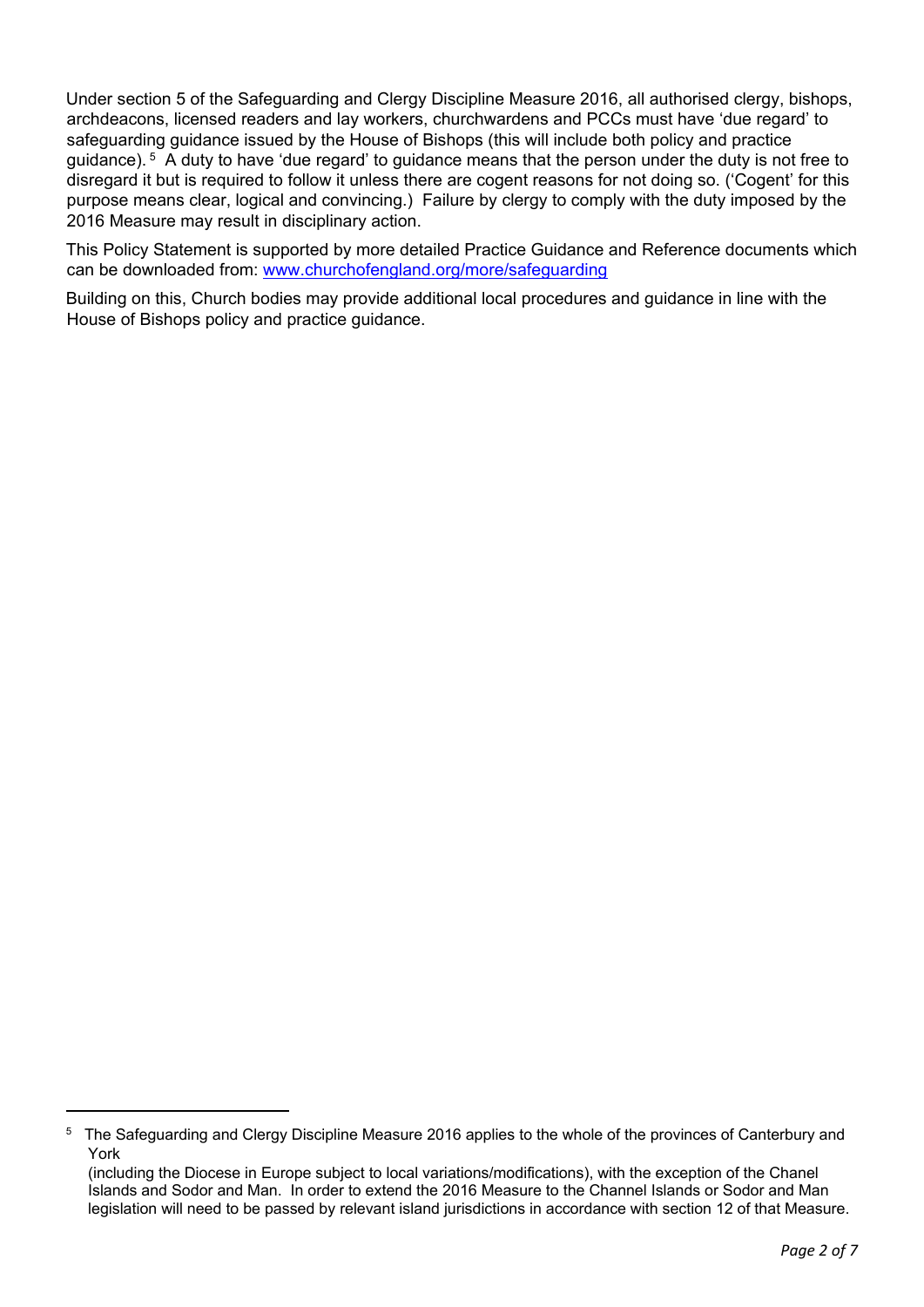Under section 5 of the Safeguarding and Clergy Discipline Measure 2016, all authorised clergy, bishops, archdeacons, licensed readers and lay workers, churchwardens and PCCs must have 'due regard' to safeguarding guidance issued by the House of Bishops (this will include both policy and practice guidance).[5] A duty to have 'due regard' to guidance means that the person under the duty is not free to disregard it but is required to follow it unless there are cogent reasons for not doing so. ('Cogent' for this purpose means clear, logical and convincing.) Failure by clergy to comply with the duty imposed by the 2016 Measure may result in disciplinary action.

This Policy Statement is supported by more detailed Practice Guidance and Reference documents which can be downloaded from: [www.churchofengland.org/more/safeguarding](http://www.churchofengland.org/more/safeguarding)

Building on this, Church bodies may provide additional local procedures and guidance in line with the House of Bishops policy and practice guidance.

---

[5] The Safeguarding and Clergy Discipline Measure 2016 applies to the whole of the provinces of Canterbury and York (including the Diocese in Europe subject to local variations/modifications), with the exception of the Chanel Islands and Sodor and Man. In order to extend the 2016 Measure to the Channel Islands or Sodor and Man legislation will need to be passed by relevant island jurisdictions in accordance with section 12 of that Measure.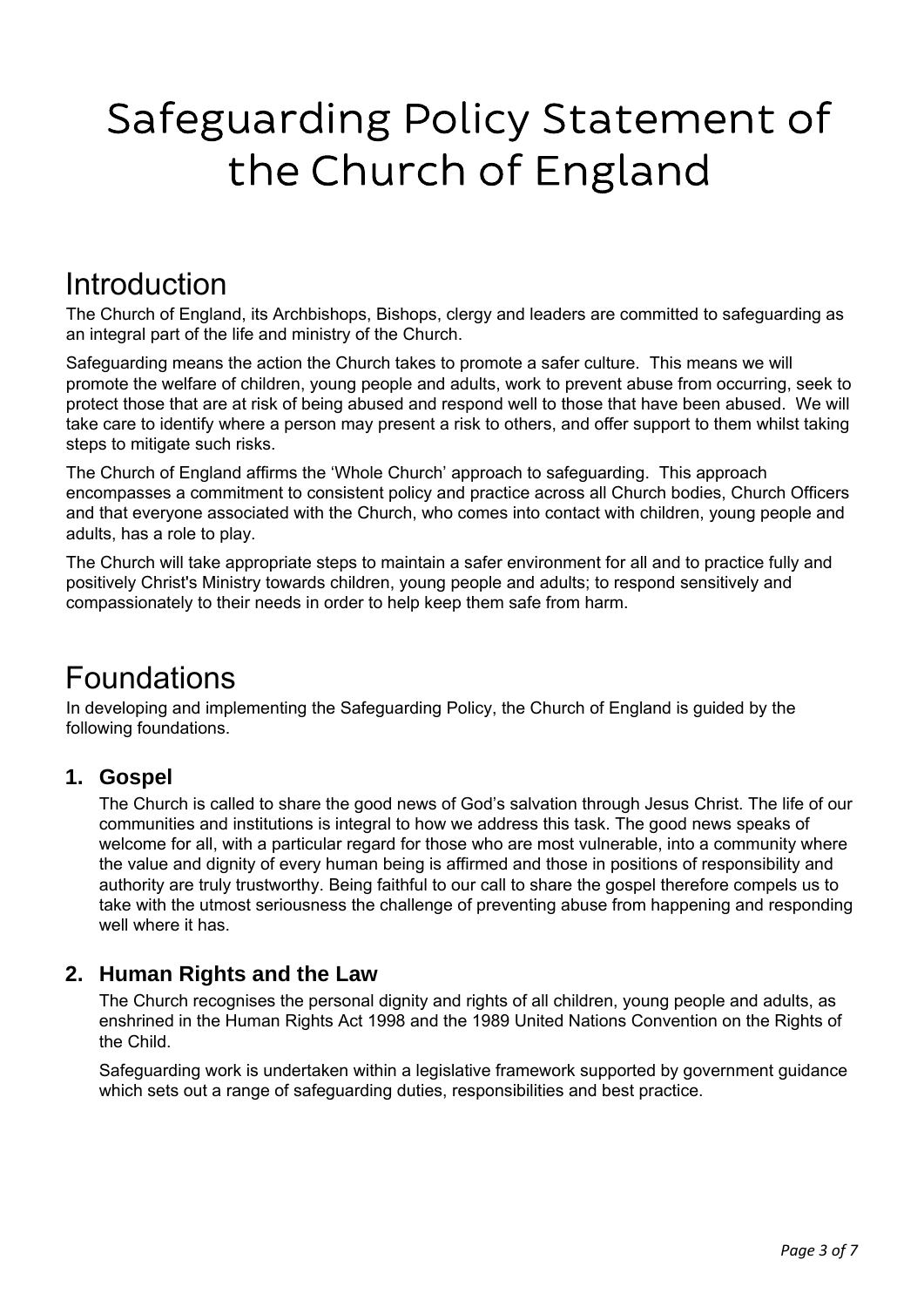# Safeguarding Policy Statement of the Church of England

## Introduction

The Church of England, its Archbishops, Bishops, clergy and leaders are committed to safeguarding as an integral part of the life and ministry of the Church.

Safeguarding means the action the Church takes to promote a safer culture. This means we will promote the welfare of children, young people and adults, work to prevent abuse from occurring, seek to protect those that are at risk of being abused and respond well to those that have been abused. We will take care to identify where a person may present a risk to others, and offer support to them whilst taking steps to mitigate such risks.

The Church of England affirms the 'Whole Church' approach to safeguarding. This approach encompasses a commitment to consistent policy and practice across all Church bodies, Church Officers and that everyone associated with the Church, who comes into contact with children, young people and adults, has a role to play.

The Church will take appropriate steps to maintain a safer environment for all and to practice fully and positively Christ's Ministry towards children, young people and adults; to respond sensitively and compassionately to their needs in order to help keep them safe from harm.

## Foundations

In developing and implementing the Safeguarding Policy, the Church of England is guided by the following foundations.

### 1. Gospel

The Church is called to share the good news of God's salvation through Jesus Christ. The life of our communities and institutions is integral to how we address this task. The good news speaks of welcome for all, with a particular regard for those who are most vulnerable, into a community where the value and dignity of every human being is affirmed and those in positions of responsibility and authority are truly trustworthy. Being faithful to our call to share the gospel therefore compels us to take with the utmost seriousness the challenge of preventing abuse from happening and responding well where it has.

### 2. Human Rights and the Law

The Church recognises the personal dignity and rights of all children, young people and adults, as enshrined in the Human Rights Act 1998 and the 1989 United Nations Convention on the Rights of the Child.

Safeguarding work is undertaken within a legislative framework supported by government guidance which sets out a range of safeguarding duties, responsibilities and best practice.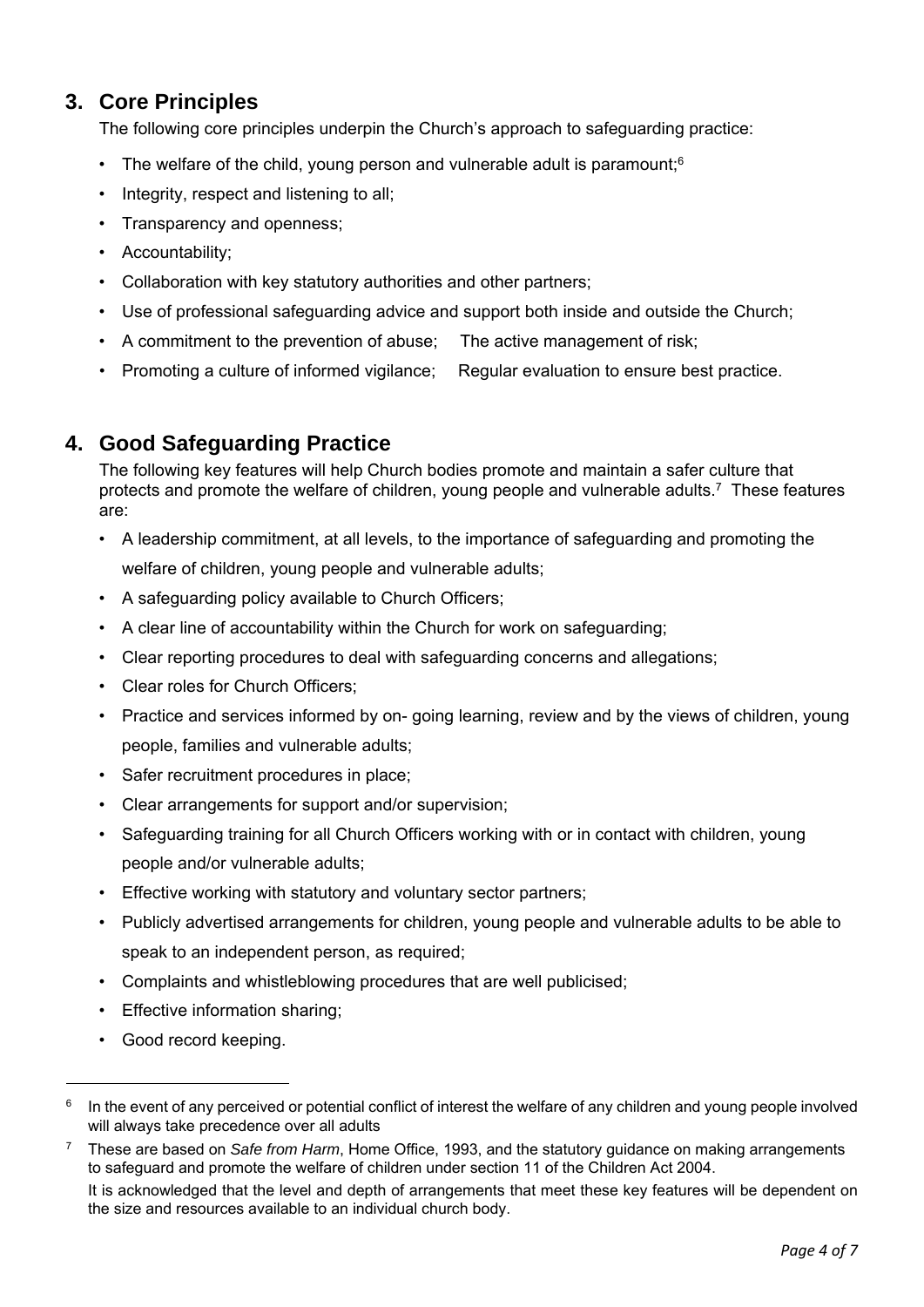## 3. Core Principles

The following core principles underpin the Church's approach to safeguarding practice:

- The welfare of the child, young person and vulnerable adult is paramount;[6]
- Integrity, respect and listening to all;
- Transparency and openness;
- Accountability;
- Collaboration with key statutory authorities and other partners;
- Use of professional safeguarding advice and support both inside and outside the Church;
- A commitment to the prevention of abuse; The active management of risk;
- Promoting a culture of informed vigilance; Regular evaluation to ensure best practice.

## 4. Good Safeguarding Practice

The following key features will help Church bodies promote and maintain a safer culture that protects and promote the welfare of children, young people and vulnerable adults.[7] These features are:

- A leadership commitment, at all levels, to the importance of safeguarding and promoting the welfare of children, young people and vulnerable adults;
- A safeguarding policy available to Church Officers;
- A clear line of accountability within the Church for work on safeguarding;
- Clear reporting procedures to deal with safeguarding concerns and allegations;
- Clear roles for Church Officers;
- Practice and services informed by on- going learning, review and by the views of children, young people, families and vulnerable adults;
- Safer recruitment procedures in place;
- Clear arrangements for support and/or supervision;
- Safeguarding training for all Church Officers working with or in contact with children, young people and/or vulnerable adults;
- Effective working with statutory and voluntary sector partners;
- Publicly advertised arrangements for children, young people and vulnerable adults to be able to speak to an independent person, as required;
- Complaints and whistleblowing procedures that are well publicised;
- Effective information sharing;
- Good record keeping.

---

[6] In the event of any perceived or potential conflict of interest the welfare of any children and young people involved will always take precedence over all adults

[7] These are based on *Safe from Harm*, Home Office, 1993, and the statutory guidance on making arrangements to safeguard and promote the welfare of children under section 11 of the Children Act 2004.
It is acknowledged that the level and depth of arrangements that meet these key features will be dependent on the size and resources available to an individual church body.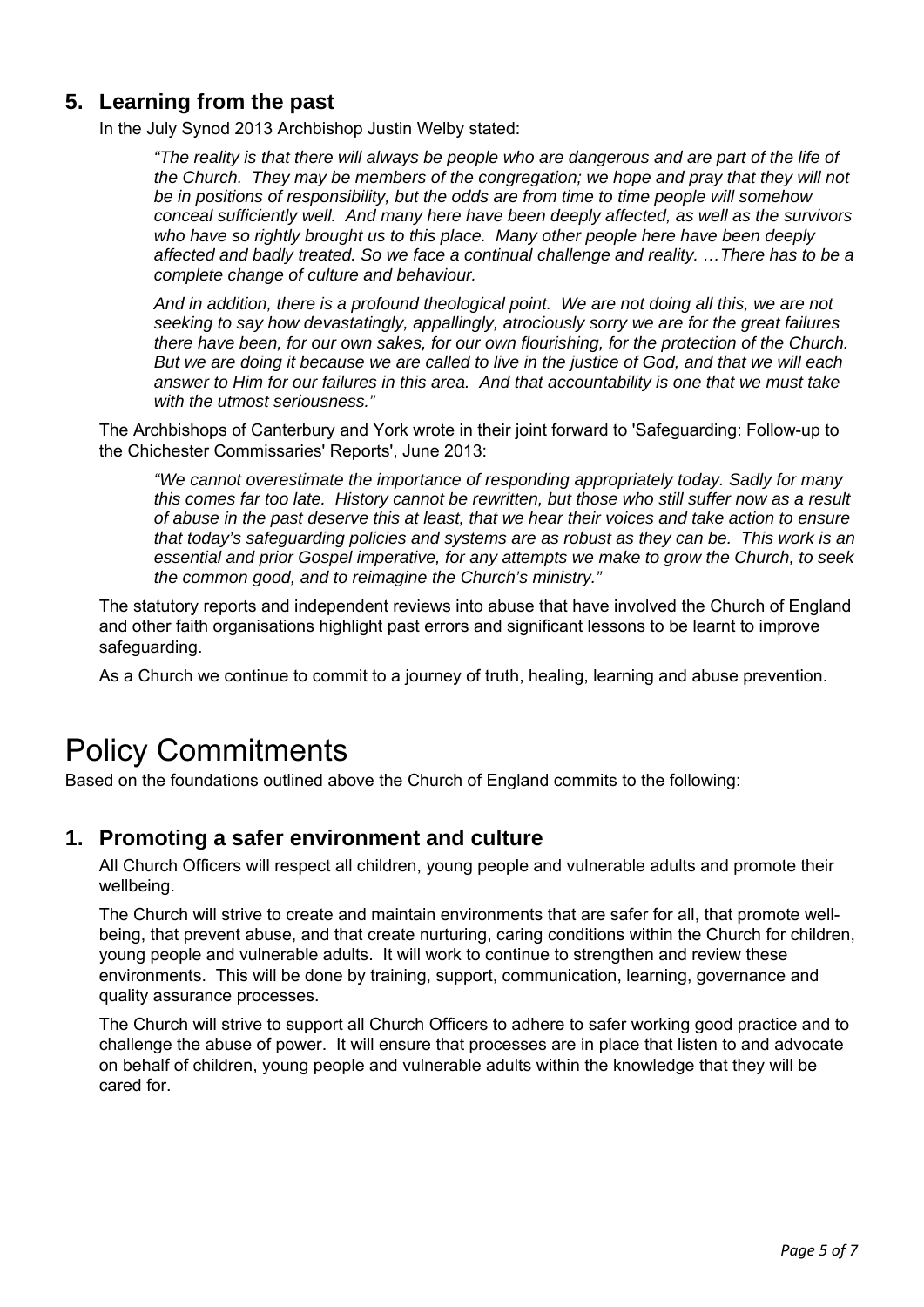## 5. Learning from the past

In the July Synod 2013 Archbishop Justin Welby stated:

> *"The reality is that there will always be people who are dangerous and are part of the life of the Church. They may be members of the congregation; we hope and pray that they will not be in positions of responsibility, but the odds are from time to time people will somehow conceal sufficiently well. And many here have been deeply affected, as well as the survivors who have so rightly brought us to this place. Many other people here have been deeply affected and badly treated. So we face a continual challenge and reality. …There has to be a complete change of culture and behaviour.*
>
> *And in addition, there is a profound theological point. We are not doing all this, we are not seeking to say how devastatingly, appallingly, atrociously sorry we are for the great failures there have been, for our own sakes, for our own flourishing, for the protection of the Church. But we are doing it because we are called to live in the justice of God, and that we will each answer to Him for our failures in this area. And that accountability is one that we must take with the utmost seriousness."*

The Archbishops of Canterbury and York wrote in their joint forward to 'Safeguarding: Follow-up to the Chichester Commissaries' Reports', June 2013:

> *"We cannot overestimate the importance of responding appropriately today. Sadly for many this comes far too late. History cannot be rewritten, but those who still suffer now as a result of abuse in the past deserve this at least, that we hear their voices and take action to ensure that today's safeguarding policies and systems are as robust as they can be. This work is an essential and prior Gospel imperative, for any attempts we make to grow the Church, to seek the common good, and to reimagine the Church's ministry."*

The statutory reports and independent reviews into abuse that have involved the Church of England and other faith organisations highlight past errors and significant lessons to be learnt to improve safeguarding.

As a Church we continue to commit to a journey of truth, healing, learning and abuse prevention.

# Policy Commitments

Based on the foundations outlined above the Church of England commits to the following:

## 1. Promoting a safer environment and culture

All Church Officers will respect all children, young people and vulnerable adults and promote their wellbeing.

The Church will strive to create and maintain environments that are safer for all, that promote well-being, that prevent abuse, and that create nurturing, caring conditions within the Church for children, young people and vulnerable adults. It will work to continue to strengthen and review these environments. This will be done by training, support, communication, learning, governance and quality assurance processes.

The Church will strive to support all Church Officers to adhere to safer working good practice and to challenge the abuse of power. It will ensure that processes are in place that listen to and advocate on behalf of children, young people and vulnerable adults within the knowledge that they will be cared for.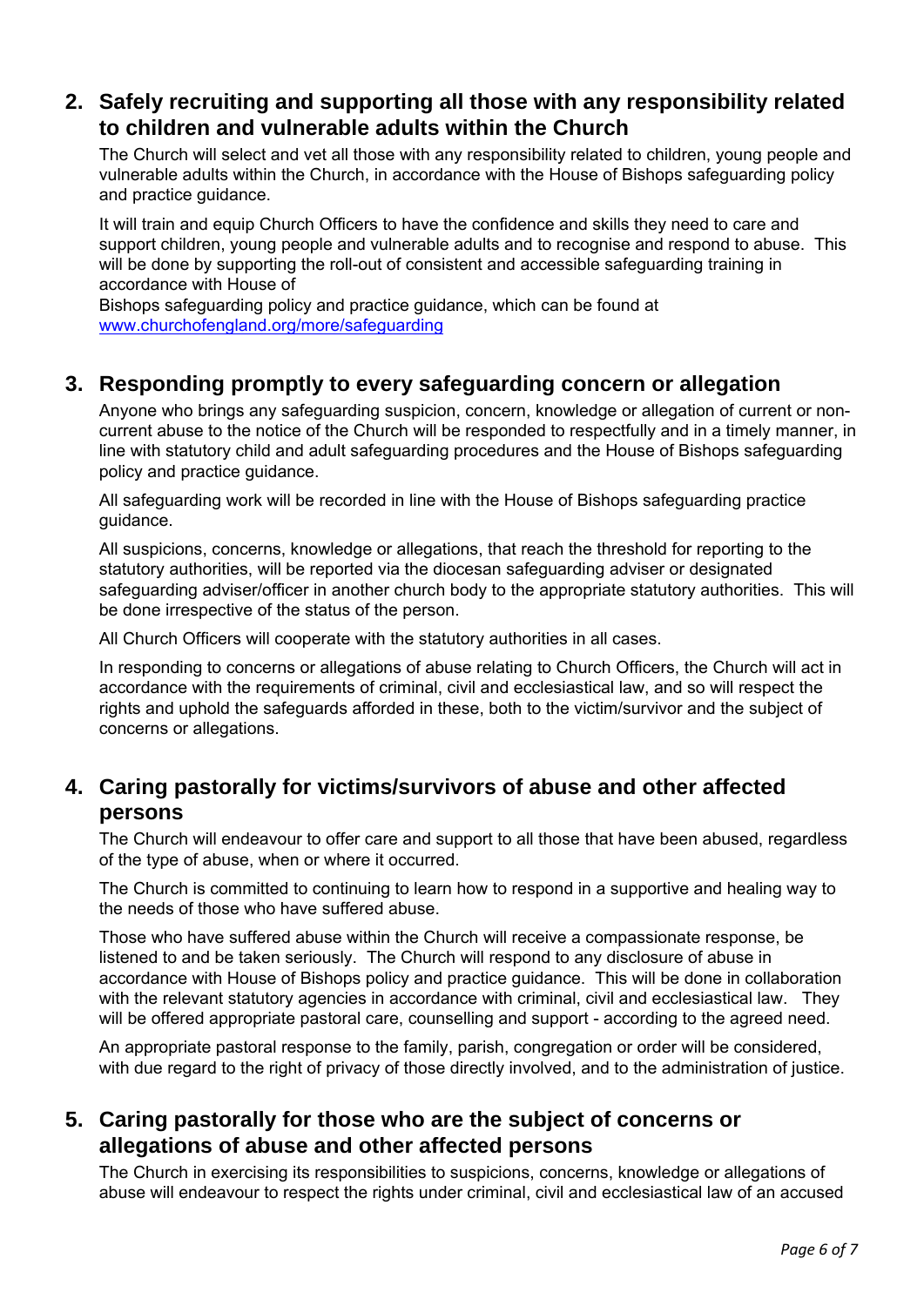## 2. Safely recruiting and supporting all those with any responsibility related to children and vulnerable adults within the Church

The Church will select and vet all those with any responsibility related to children, young people and vulnerable adults within the Church, in accordance with the House of Bishops safeguarding policy and practice guidance.

It will train and equip Church Officers to have the confidence and skills they need to care and support children, young people and vulnerable adults and to recognise and respond to abuse. This will be done by supporting the roll-out of consistent and accessible safeguarding training in accordance with House of
Bishops safeguarding policy and practice guidance, which can be found at www.churchofengland.org/more/safeguarding

## 3. Responding promptly to every safeguarding concern or allegation

Anyone who brings any safeguarding suspicion, concern, knowledge or allegation of current or non-current abuse to the notice of the Church will be responded to respectfully and in a timely manner, in line with statutory child and adult safeguarding procedures and the House of Bishops safeguarding policy and practice guidance.

All safeguarding work will be recorded in line with the House of Bishops safeguarding practice guidance.

All suspicions, concerns, knowledge or allegations, that reach the threshold for reporting to the statutory authorities, will be reported via the diocesan safeguarding adviser or designated safeguarding adviser/officer in another church body to the appropriate statutory authorities. This will be done irrespective of the status of the person.

All Church Officers will cooperate with the statutory authorities in all cases.

In responding to concerns or allegations of abuse relating to Church Officers, the Church will act in accordance with the requirements of criminal, civil and ecclesiastical law, and so will respect the rights and uphold the safeguards afforded in these, both to the victim/survivor and the subject of concerns or allegations.

## 4. Caring pastorally for victims/survivors of abuse and other affected persons

The Church will endeavour to offer care and support to all those that have been abused, regardless of the type of abuse, when or where it occurred.

The Church is committed to continuing to learn how to respond in a supportive and healing way to the needs of those who have suffered abuse.

Those who have suffered abuse within the Church will receive a compassionate response, be listened to and be taken seriously. The Church will respond to any disclosure of abuse in accordance with House of Bishops policy and practice guidance. This will be done in collaboration with the relevant statutory agencies in accordance with criminal, civil and ecclesiastical law. They will be offered appropriate pastoral care, counselling and support - according to the agreed need.

An appropriate pastoral response to the family, parish, congregation or order will be considered, with due regard to the right of privacy of those directly involved, and to the administration of justice.

## 5. Caring pastorally for those who are the subject of concerns or allegations of abuse and other affected persons

The Church in exercising its responsibilities to suspicions, concerns, knowledge or allegations of abuse will endeavour to respect the rights under criminal, civil and ecclesiastical law of an accused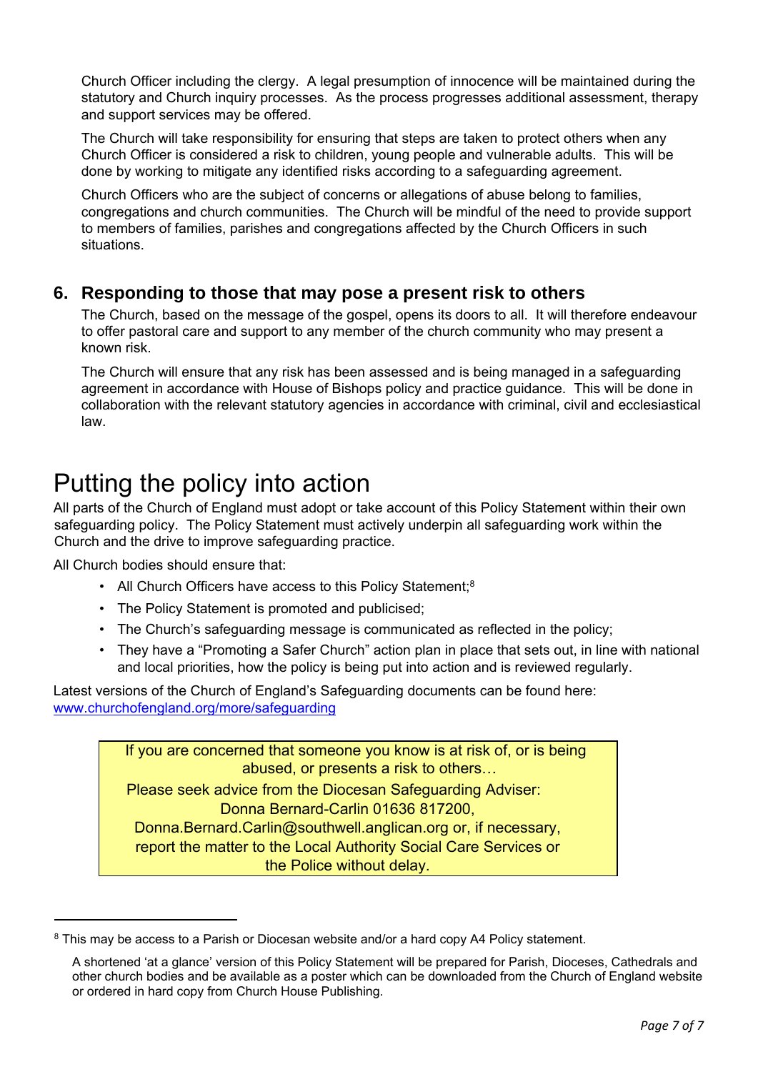Church Officer including the clergy. A legal presumption of innocence will be maintained during the statutory and Church inquiry processes. As the process progresses additional assessment, therapy and support services may be offered.

The Church will take responsibility for ensuring that steps are taken to protect others when any Church Officer is considered a risk to children, young people and vulnerable adults. This will be done by working to mitigate any identified risks according to a safeguarding agreement.

Church Officers who are the subject of concerns or allegations of abuse belong to families, congregations and church communities. The Church will be mindful of the need to provide support to members of families, parishes and congregations affected by the Church Officers in such situations.

## 6. Responding to those that may pose a present risk to others

The Church, based on the message of the gospel, opens its doors to all. It will therefore endeavour to offer pastoral care and support to any member of the church community who may present a known risk.

The Church will ensure that any risk has been assessed and is being managed in a safeguarding agreement in accordance with House of Bishops policy and practice guidance. This will be done in collaboration with the relevant statutory agencies in accordance with criminal, civil and ecclesiastical law.

# Putting the policy into action

All parts of the Church of England must adopt or take account of this Policy Statement within their own safeguarding policy. The Policy Statement must actively underpin all safeguarding work within the Church and the drive to improve safeguarding practice.

All Church bodies should ensure that:

- All Church Officers have access to this Policy Statement;[8]
- The Policy Statement is promoted and publicised;
- The Church's safeguarding message is communicated as reflected in the policy;
- They have a "Promoting a Safer Church" action plan in place that sets out, in line with national and local priorities, how the policy is being put into action and is reviewed regularly.

Latest versions of the Church of England's Safeguarding documents can be found here: [www.churchofengland.org/more/safeguarding](http://www.churchofengland.org/more/safeguarding)

> If you are concerned that someone you know is at risk of, or is being abused, or presents a risk to others…
> Please seek advice from the Diocesan Safeguarding Adviser:
> Donna Bernard-Carlin 01636 817200,
> Donna.Bernard.Carlin@southwell.anglican.org or, if necessary, report the matter to the Local Authority Social Care Services or the Police without delay.

---

[8] This may be access to a Parish or Diocesan website and/or a hard copy A4 Policy statement.

A shortened 'at a glance' version of this Policy Statement will be prepared for Parish, Dioceses, Cathedrals and other church bodies and be available as a poster which can be downloaded from the Church of England website or ordered in hard copy from Church House Publishing.